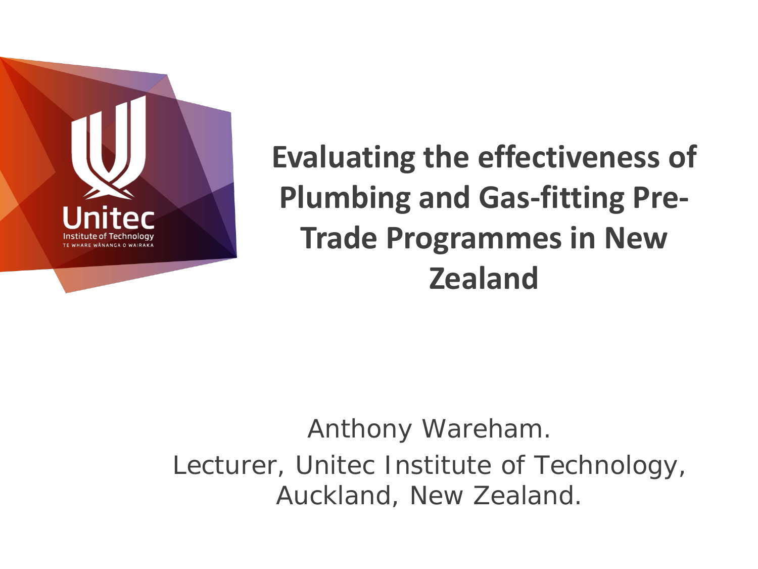# Evaluating the effectiveness of Plumbing and Gas-fitting Pre-Trade Programmes in New Zealand

Anthony Wareham.

Lecturer, Unitec Institute of Technology, Auckland, New Zealand.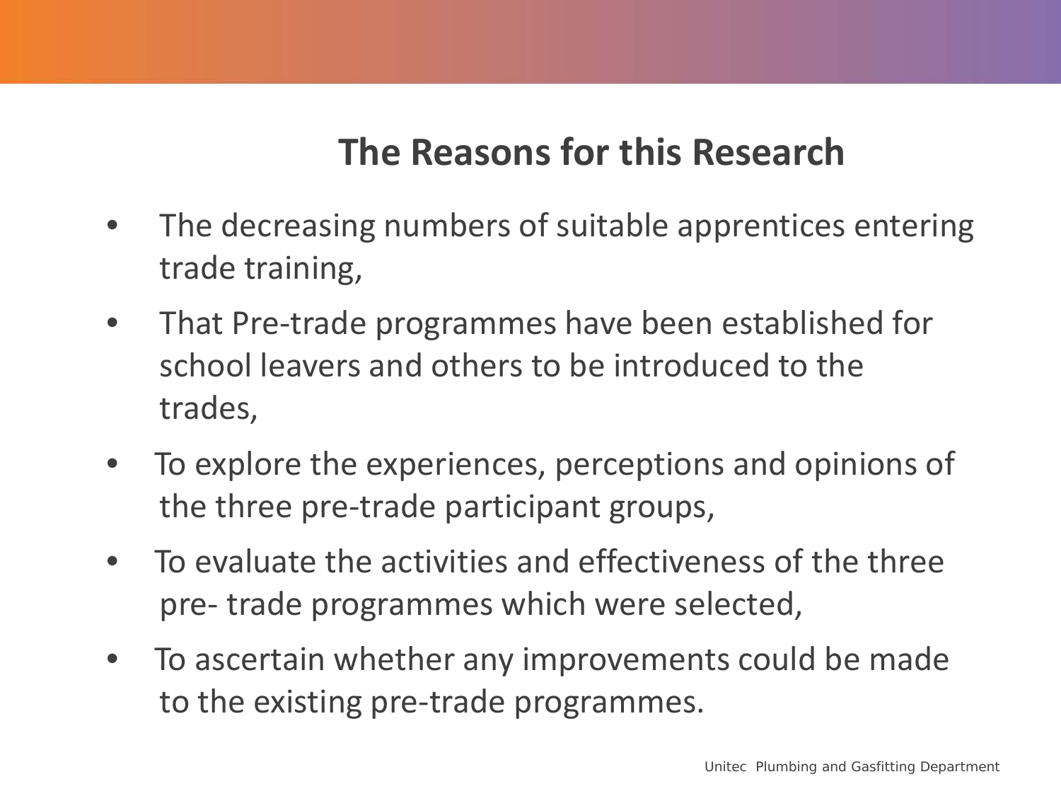# The Reasons for this Research

- The decreasing numbers of suitable apprentices entering trade training,
- That Pre-trade programmes have been established for school leavers and others to be introduced to the trades,
- To explore the experiences, perceptions and opinions of the three pre-trade participant groups,
- To evaluate the activities and effectiveness of the three pre- trade programmes which were selected,
- To ascertain whether any improvements could be made to the existing pre-trade programmes.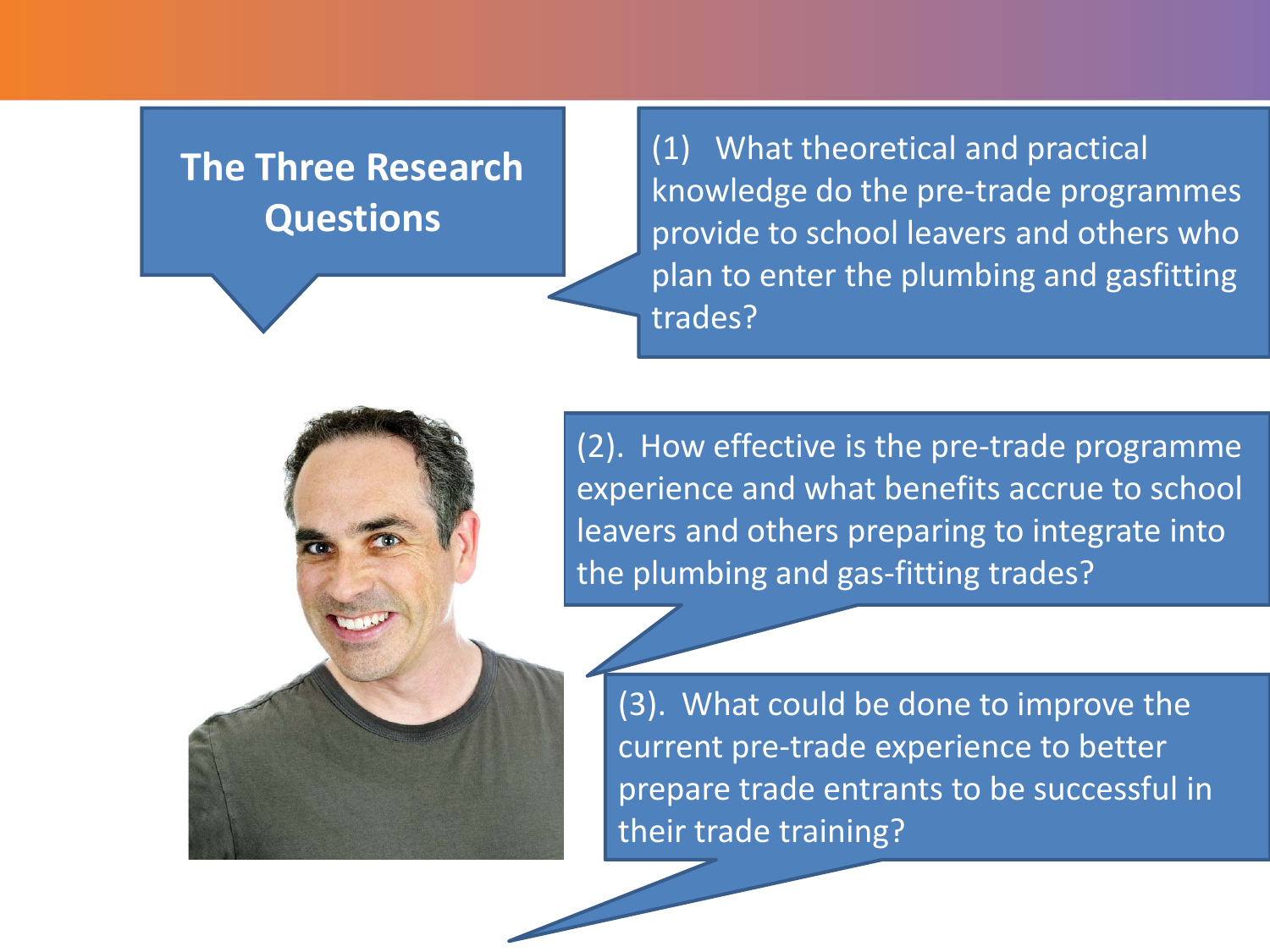# The Three Research Questions

(1) What theoretical and practical knowledge do the pre-trade programmes provide to school leavers and others who plan to enter the plumbing and gasfitting trades?

(2). How effective is the pre-trade programme experience and what benefits accrue to school leavers and others preparing to integrate into the plumbing and gas-fitting trades?

(3). What could be done to improve the current pre-trade experience to better prepare trade entrants to be successful in their trade training?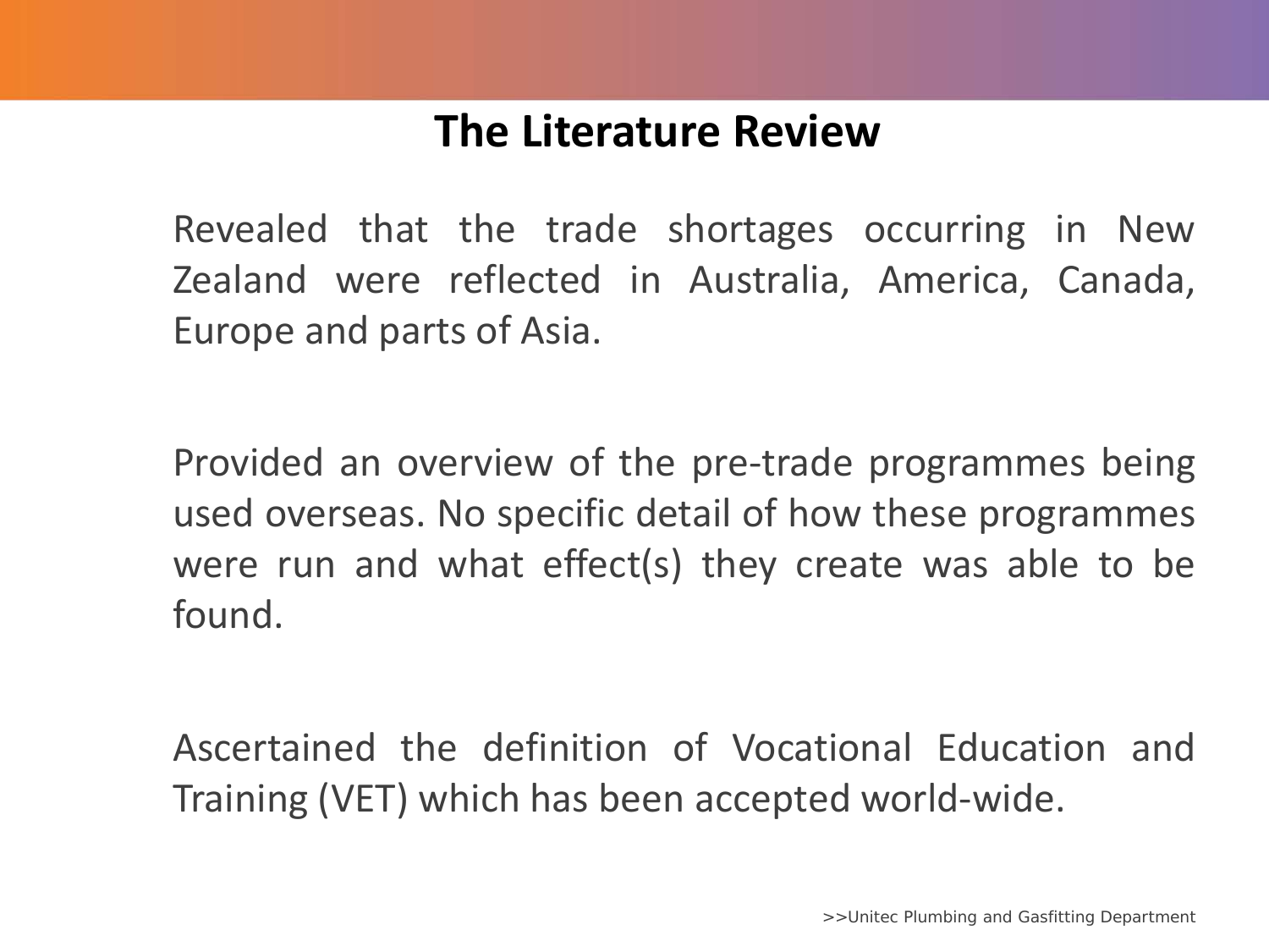# The Literature Review

Revealed that the trade shortages occurring in New Zealand were reflected in Australia, America, Canada, Europe and parts of Asia.

Provided an overview of the pre-trade programmes being used overseas. No specific detail of how these programmes were run and what effect(s) they create was able to be found.

Ascertained the definition of Vocational Education and Training (VET) which has been accepted world-wide.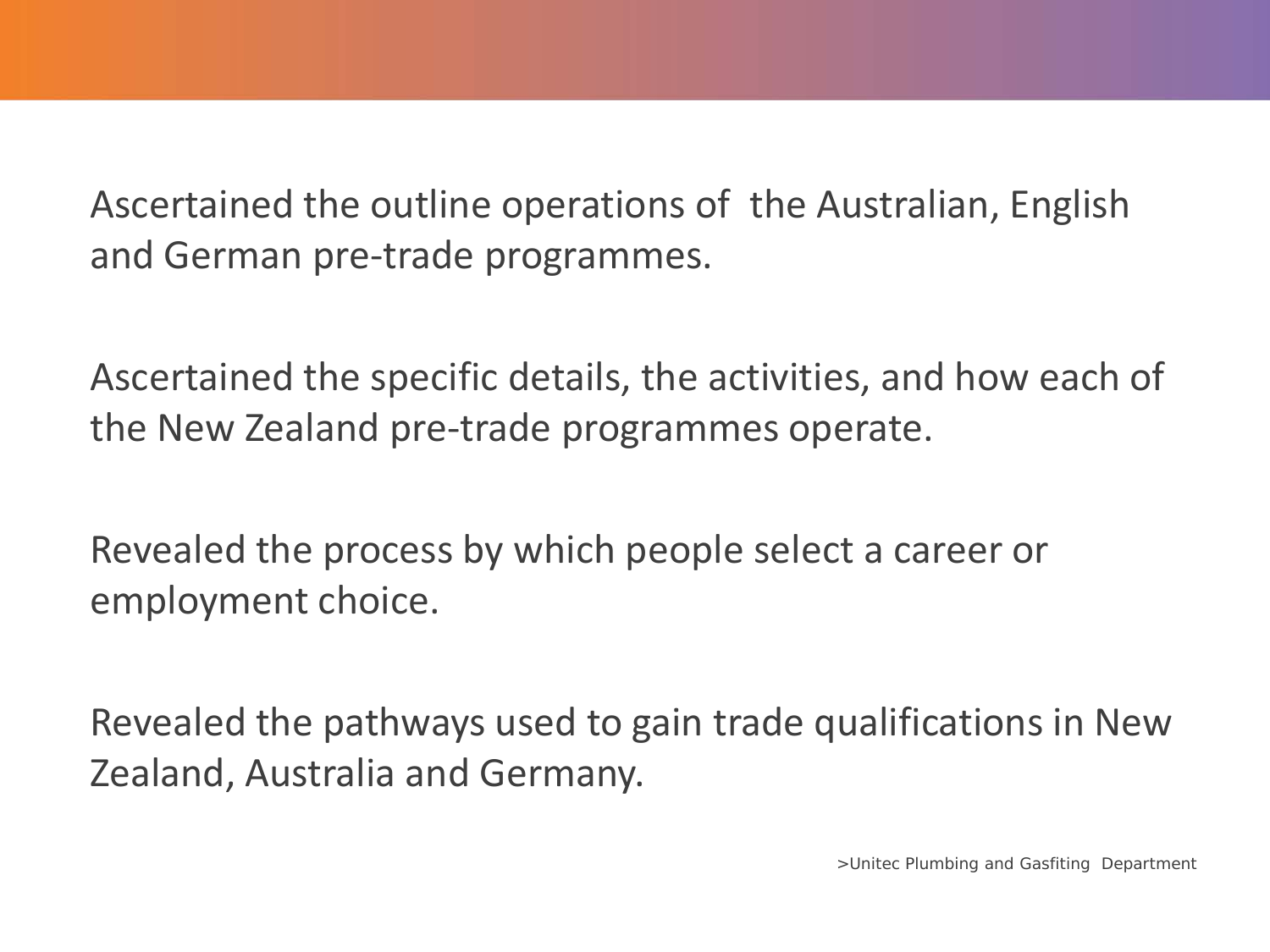Ascertained the outline operations of the Australian, English and German pre-trade programmes.

Ascertained the specific details, the activities, and how each of the New Zealand pre-trade programmes operate.

Revealed the process by which people select a career or employment choice.

Revealed the pathways used to gain trade qualifications in New Zealand, Australia and Germany.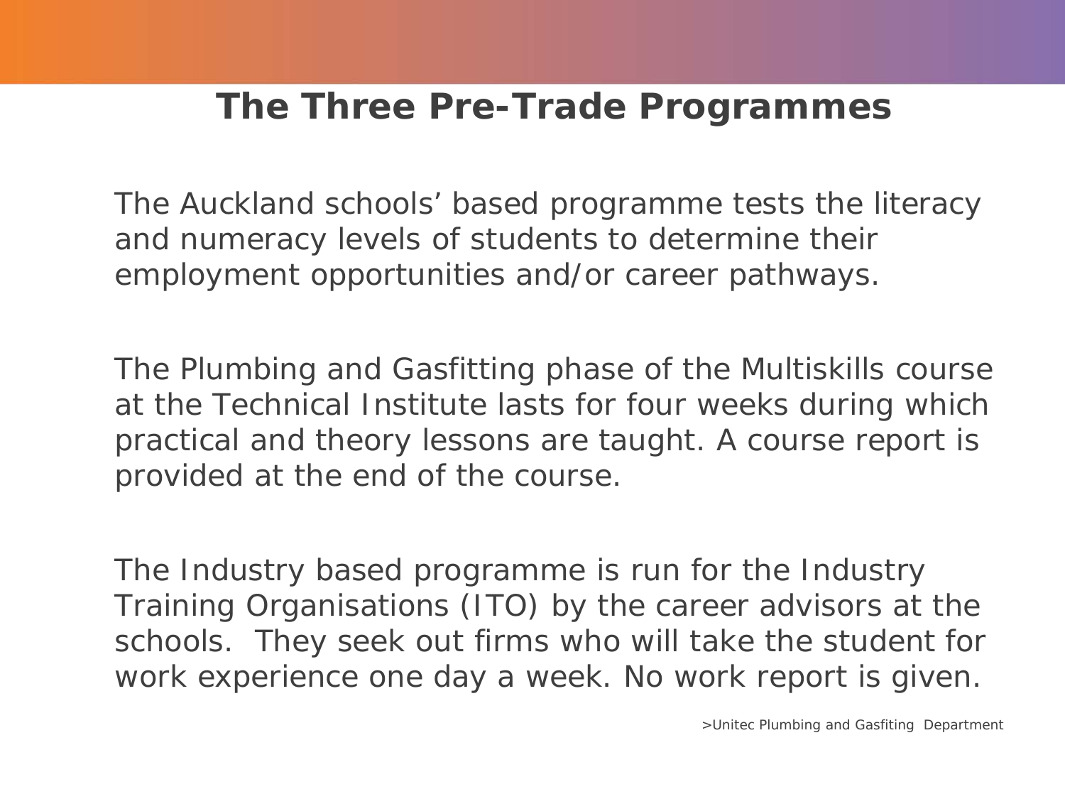# The Three Pre-Trade Programmes

The Auckland schools' based programme tests the literacy and numeracy levels of students to determine their employment opportunities and/or career pathways.

The Plumbing and Gasfitting phase of the Multiskills course at the Technical Institute lasts for four weeks during which practical and theory lessons are taught. A course report is provided at the end of the course.

The Industry based programme is run for the Industry Training Organisations (ITO) by the career advisors at the schools. They seek out firms who will take the student for work experience one day a week. No work report is given.

>Unitec Plumbing and Gasfiting Department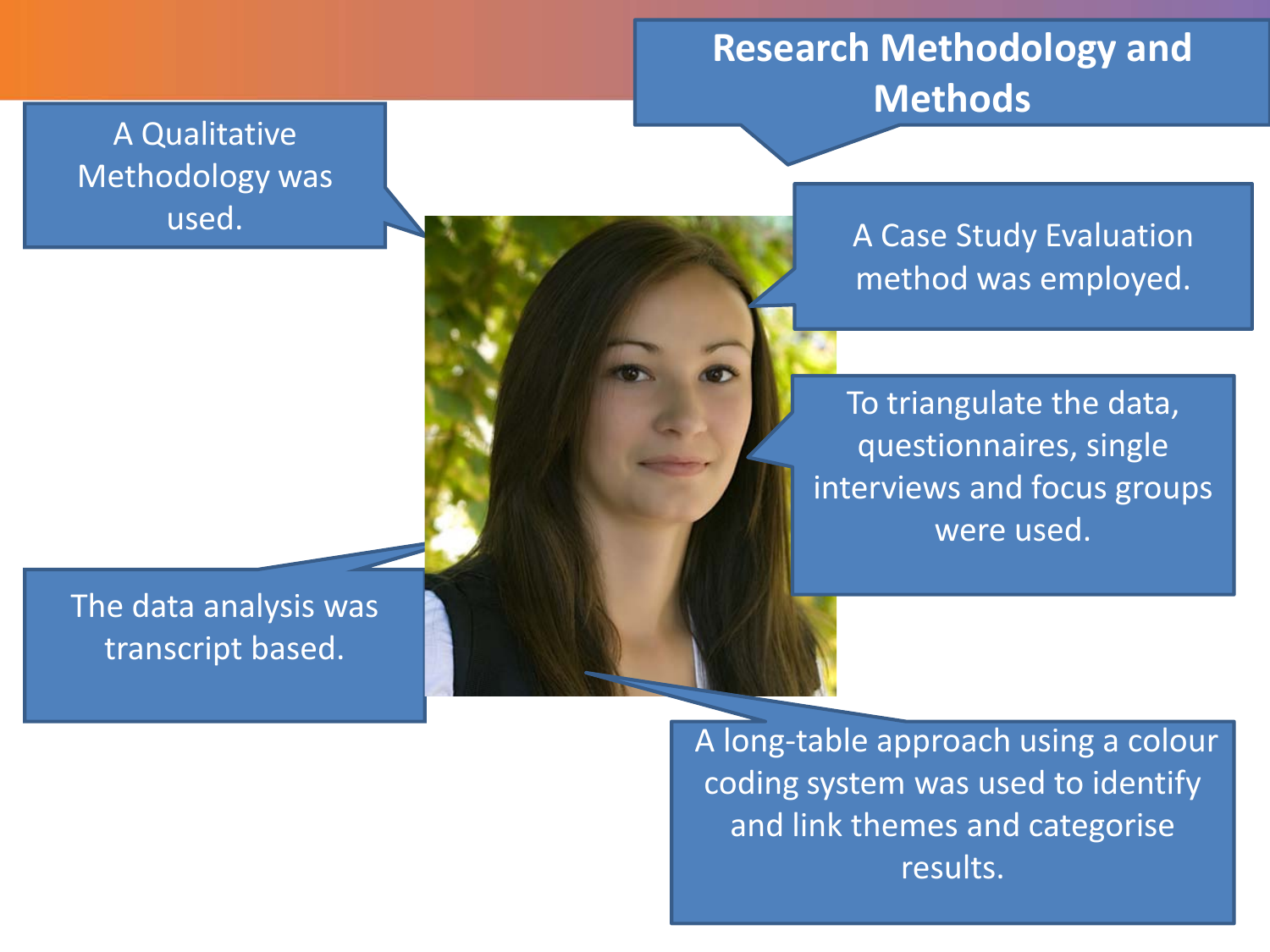# Research Methodology and Methods

A Qualitative Methodology was used.

A Case Study Evaluation method was employed.

To triangulate the data, questionnaires, single interviews and focus groups were used.

The data analysis was transcript based.

A long-table approach using a colour coding system was used to identify and link themes and categorise results.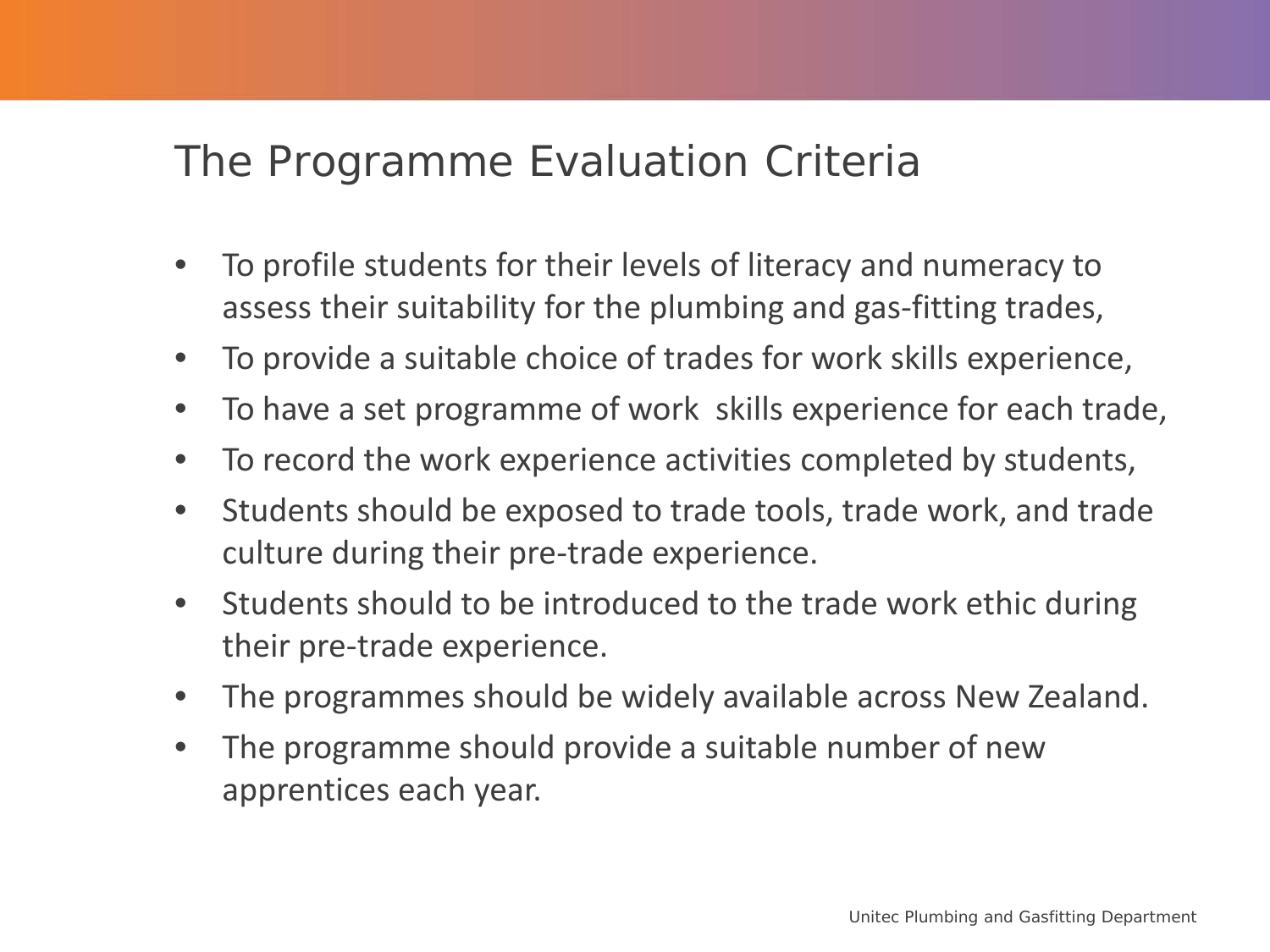# The Programme Evaluation Criteria

- To profile students for their levels of literacy and numeracy to assess their suitability for the plumbing and gas-fitting trades,
- To provide a suitable choice of trades for work skills experience,
- To have a set programme of work skills experience for each trade,
- To record the work experience activities completed by students,
- Students should be exposed to trade tools, trade work, and trade culture during their pre-trade experience.
- Students should to be introduced to the trade work ethic during their pre-trade experience.
- The programmes should be widely available across New Zealand.
- The programme should provide a suitable number of new apprentices each year.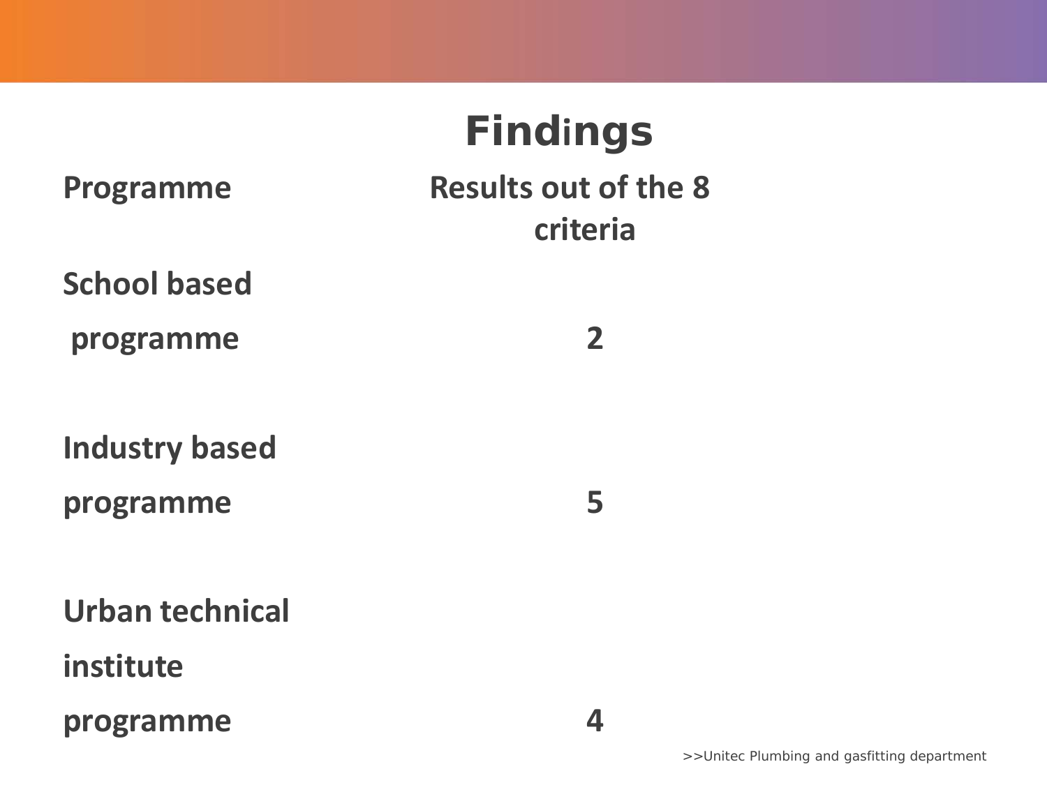# Findings

| Programme | Results out of the 8 criteria |
| --- | --- |
| School based programme | 2 |
| Industry based programme | 5 |
| Urban technical institute programme | 4 |

>>Unitec Plumbing and gasfitting department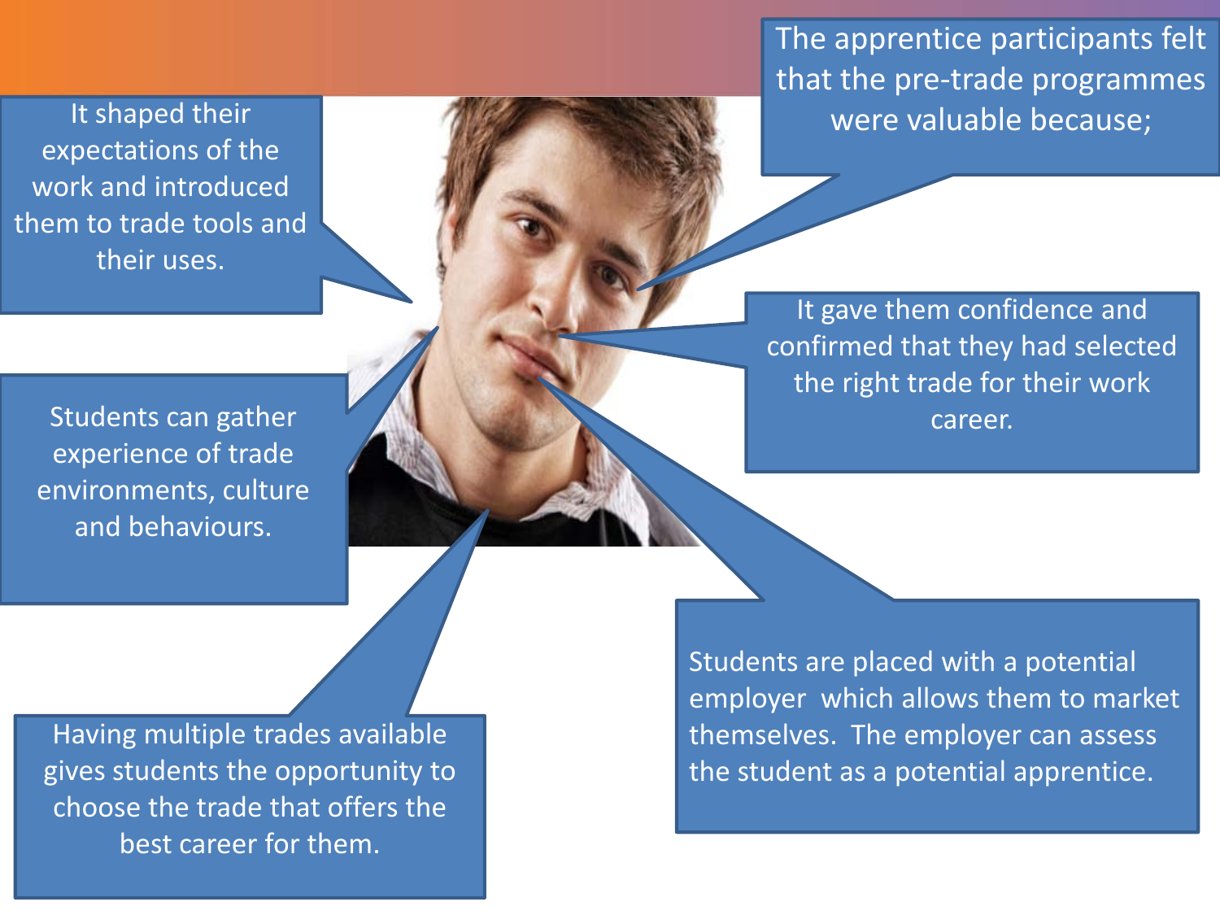The apprentice participants felt that the pre-trade programmes were valuable because;

It shaped their expectations of the work and introduced them to trade tools and their uses.

It gave them confidence and confirmed that they had selected the right trade for their work career.

Students can gather experience of trade environments, culture and behaviours.

Students are placed with a potential employer which allows them to market themselves. The employer can assess the student as a potential apprentice.

Having multiple trades available gives students the opportunity to choose the trade that offers the best career for them.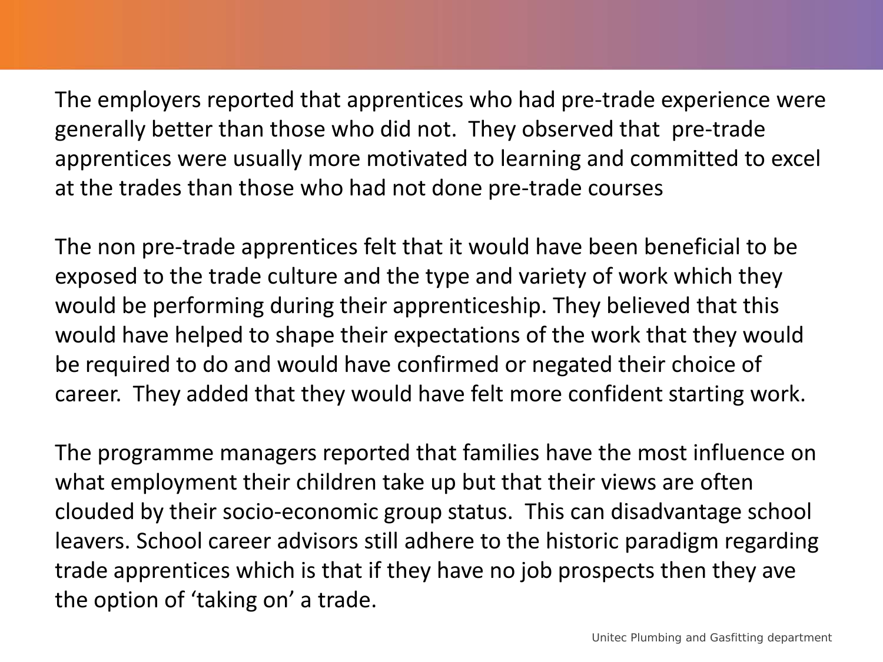The employers reported that apprentices who had pre-trade experience were generally better than those who did not. They observed that pre-trade apprentices were usually more motivated to learning and committed to excel at the trades than those who had not done pre-trade courses

The non pre-trade apprentices felt that it would have been beneficial to be exposed to the trade culture and the type and variety of work which they would be performing during their apprenticeship. They believed that this would have helped to shape their expectations of the work that they would be required to do and would have confirmed or negated their choice of career. They added that they would have felt more confident starting work.

The programme managers reported that families have the most influence on what employment their children take up but that their views are often clouded by their socio-economic group status. This can disadvantage school leavers. School career advisors still adhere to the historic paradigm regarding trade apprentices which is that if they have no job prospects then they ave the option of 'taking on' a trade.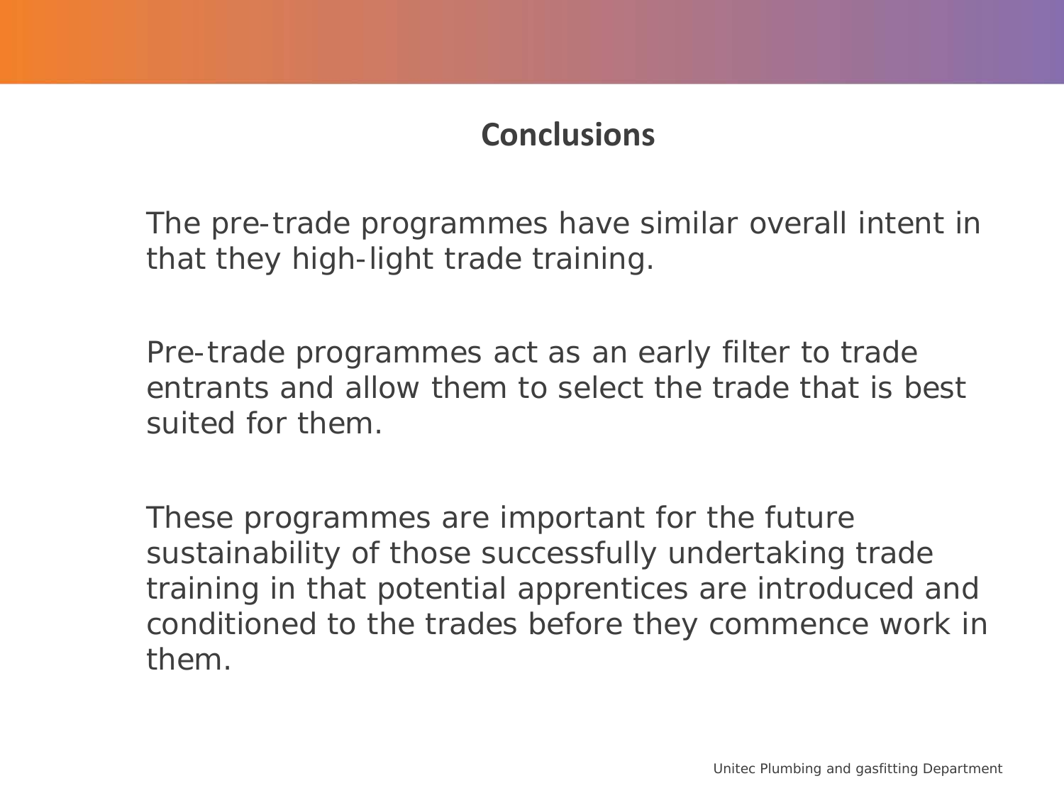## Conclusions

The pre-trade programmes have similar overall intent in that they high-light trade training.

Pre-trade programmes act as an early filter to trade entrants and allow them to select the trade that is best suited for them.

These programmes are important for the future sustainability of those successfully undertaking trade training in that potential apprentices are introduced and conditioned to the trades before they commence work in them.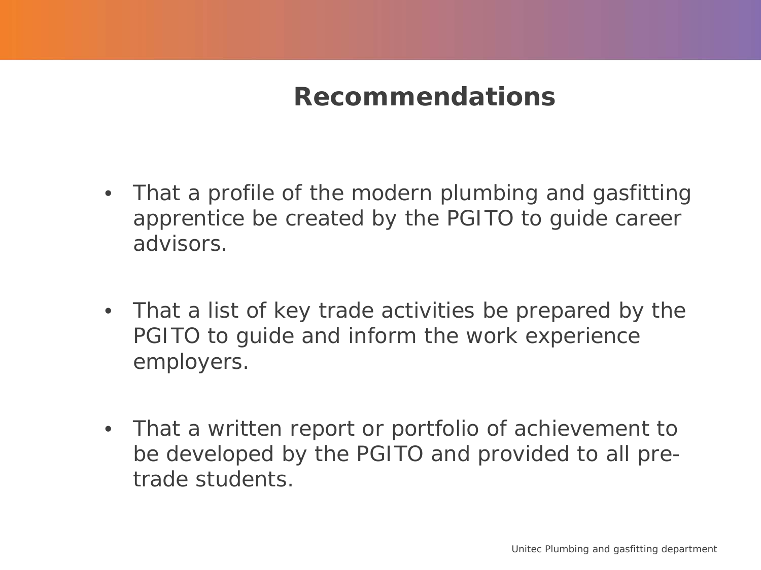# Recommendations

- That a profile of the modern plumbing and gasfitting apprentice be created by the PGITO to guide career advisors.
- That a list of key trade activities be prepared by the PGITO to guide and inform the work experience employers.
- That a written report or portfolio of achievement to be developed by the PGITO and provided to all pre-trade students.